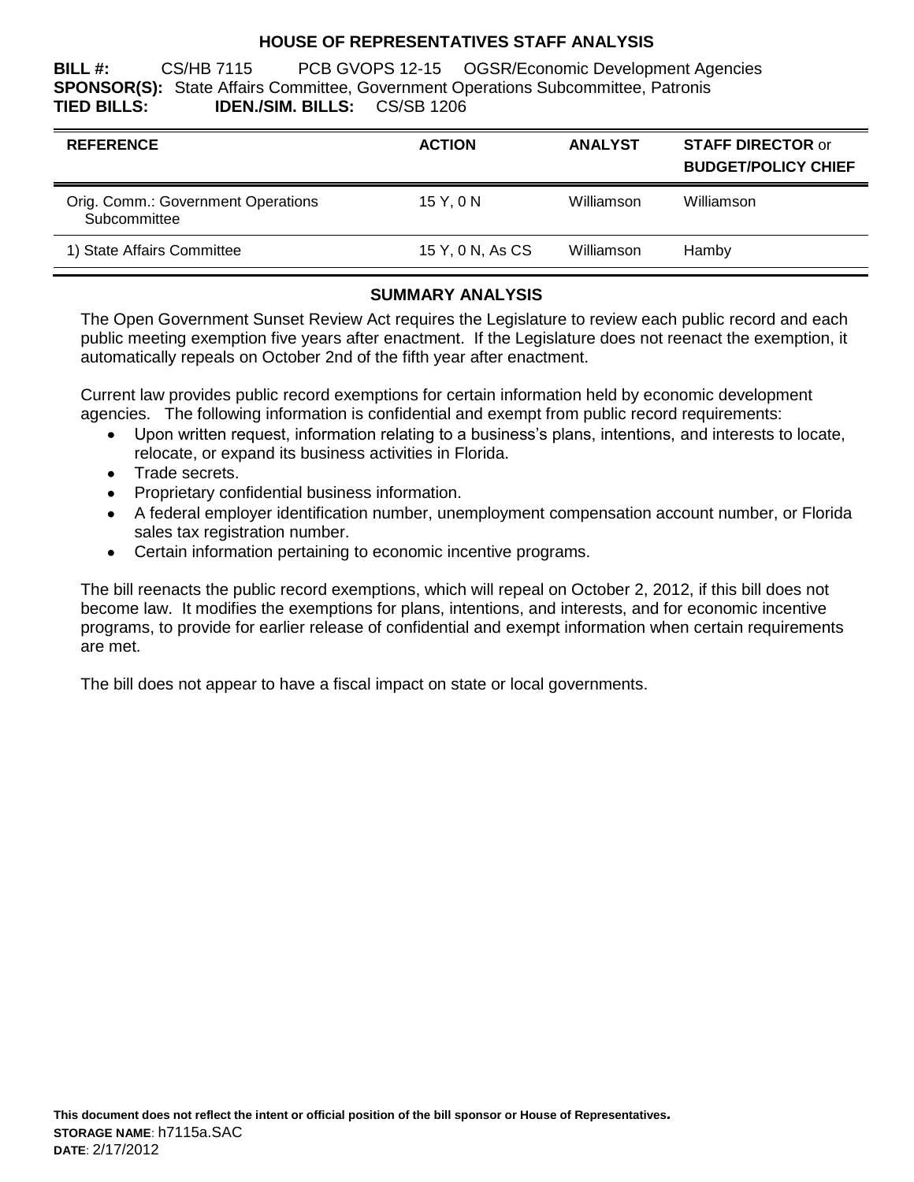# HOUSE OF REPRESENTATIVES STAFF ANALYSIS

**BILL #:** CS/HB 7115 PCB GVOPS 12-15 OGSR/Economic Development Agencies
**SPONSOR(S):** State Affairs Committee, Government Operations Subcommittee, Patronis
**TIED BILLS:** **IDEN./SIM. BILLS:** CS/SB 1206

| REFERENCE | ACTION | ANALYST | STAFF DIRECTOR or BUDGET/POLICY CHIEF |
|---|---|---|---|
| Orig. Comm.: Government Operations Subcommittee | 15 Y, 0 N | Williamson | Williamson |
| 1) State Affairs Committee | 15 Y, 0 N, As CS | Williamson | Hamby |

## SUMMARY ANALYSIS

The Open Government Sunset Review Act requires the Legislature to review each public record and each public meeting exemption five years after enactment. If the Legislature does not reenact the exemption, it automatically repeals on October 2nd of the fifth year after enactment.

Current law provides public record exemptions for certain information held by economic development agencies. The following information is confidential and exempt from public record requirements:

- Upon written request, information relating to a business's plans, intentions, and interests to locate, relocate, or expand its business activities in Florida.
- Trade secrets.
- Proprietary confidential business information.
- A federal employer identification number, unemployment compensation account number, or Florida sales tax registration number.
- Certain information pertaining to economic incentive programs.

The bill reenacts the public record exemptions, which will repeal on October 2, 2012, if this bill does not become law. It modifies the exemptions for plans, intentions, and interests, and for economic incentive programs, to provide for earlier release of confidential and exempt information when certain requirements are met.

The bill does not appear to have a fiscal impact on state or local governments.

**This document does not reflect the intent or official position of the bill sponsor or House of Representatives.**
**STORAGE NAME**: h7115a.SAC
**DATE**: 2/17/2012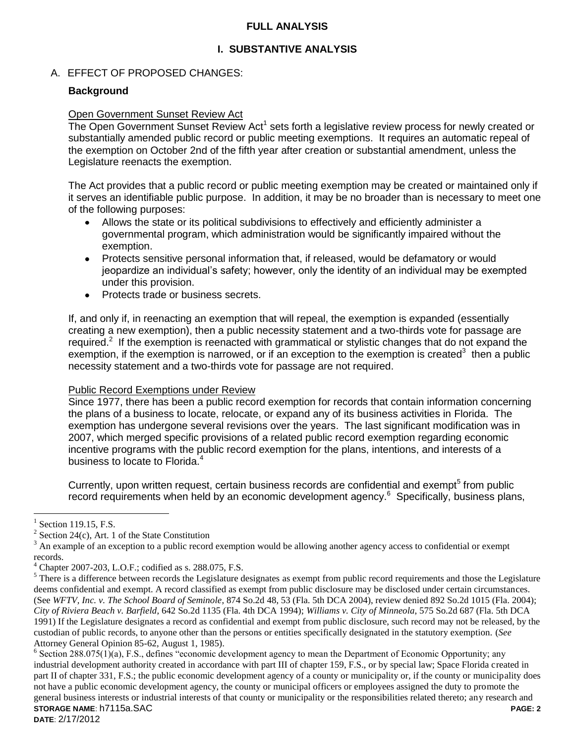## FULL ANALYSIS

### I. SUBSTANTIVE ANALYSIS

A. EFFECT OF PROPOSED CHANGES:

**Background**

Open Government Sunset Review Act

The Open Government Sunset Review Act[1] sets forth a legislative review process for newly created or substantially amended public record or public meeting exemptions. It requires an automatic repeal of the exemption on October 2nd of the fifth year after creation or substantial amendment, unless the Legislature reenacts the exemption.

The Act provides that a public record or public meeting exemption may be created or maintained only if it serves an identifiable public purpose. In addition, it may be no broader than is necessary to meet one of the following purposes:

- Allows the state or its political subdivisions to effectively and efficiently administer a governmental program, which administration would be significantly impaired without the exemption.
- Protects sensitive personal information that, if released, would be defamatory or would jeopardize an individual's safety; however, only the identity of an individual may be exempted under this provision.
- Protects trade or business secrets.

If, and only if, in reenacting an exemption that will repeal, the exemption is expanded (essentially creating a new exemption), then a public necessity statement and a two-thirds vote for passage are required.[2] If the exemption is reenacted with grammatical or stylistic changes that do not expand the exemption, if the exemption is narrowed, or if an exception to the exemption is created[3] then a public necessity statement and a two-thirds vote for passage are not required.

Public Record Exemptions under Review

Since 1977, there has been a public record exemption for records that contain information concerning the plans of a business to locate, relocate, or expand any of its business activities in Florida. The exemption has undergone several revisions over the years. The last significant modification was in 2007, which merged specific provisions of a related public record exemption regarding economic incentive programs with the public record exemption for the plans, intentions, and interests of a business to locate to Florida.[4]

Currently, upon written request, certain business records are confidential and exempt[5] from public record requirements when held by an economic development agency.[6] Specifically, business plans,

---

[1] Section 119.15, F.S.

[2] Section 24(c), Art. 1 of the State Constitution

[3] An example of an exception to a public record exemption would be allowing another agency access to confidential or exempt records.

[4] Chapter 2007-203, L.O.F.; codified as s. 288.075, F.S.

[5] There is a difference between records the Legislature designates as exempt from public record requirements and those the Legislature deems confidential and exempt. A record classified as exempt from public disclosure may be disclosed under certain circumstances. (See *WFTV, Inc. v. The School Board of Seminole*, 874 So.2d 48, 53 (Fla. 5th DCA 2004), review denied 892 So.2d 1015 (Fla. 2004); *City of Riviera Beach v. Barfield*, 642 So.2d 1135 (Fla. 4th DCA 1994); *Williams v. City of Minneola*, 575 So.2d 687 (Fla. 5th DCA 1991) If the Legislature designates a record as confidential and exempt from public disclosure, such record may not be released, by the custodian of public records, to anyone other than the persons or entities specifically designated in the statutory exemption. (*See* Attorney General Opinion 85-62, August 1, 1985).

[6] Section 288.075(1)(a), F.S., defines "economic development agency to mean the Department of Economic Opportunity; any industrial development authority created in accordance with part III of chapter 159, F.S., or by special law; Space Florida created in part II of chapter 331, F.S.; the public economic development agency of a county or municipality or, if the county or municipality does not have a public economic development agency, the county or municipal officers or employees assigned the duty to promote the general business interests or industrial interests of that county or municipality or the responsibilities related thereto; any research and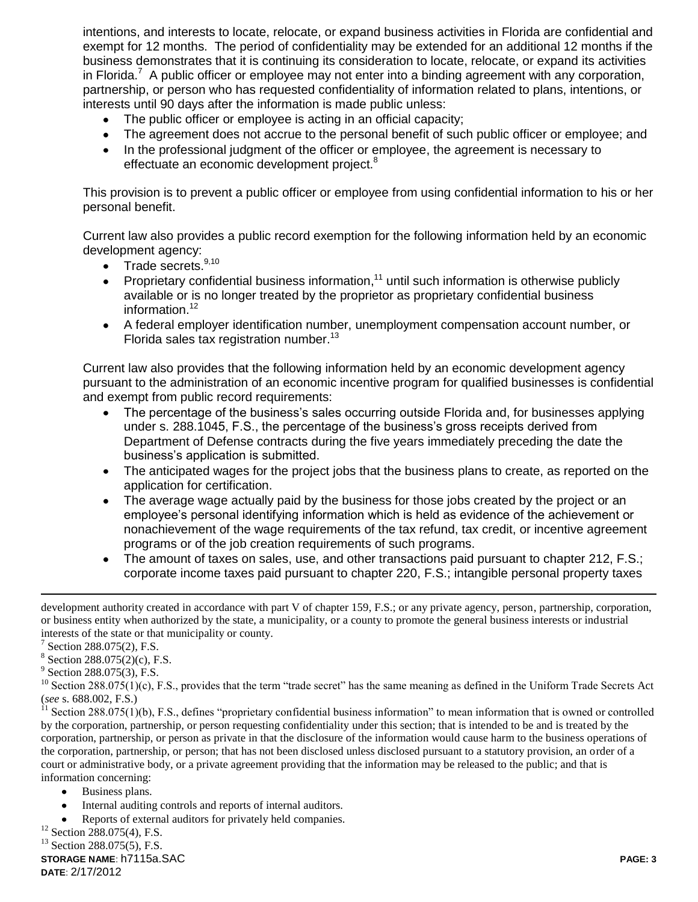intentions, and interests to locate, relocate, or expand business activities in Florida are confidential and exempt for 12 months. The period of confidentiality may be extended for an additional 12 months if the business demonstrates that it is continuing its consideration to locate, relocate, or expand its activities in Florida.[7] A public officer or employee may not enter into a binding agreement with any corporation, partnership, or person who has requested confidentiality of information related to plans, intentions, or interests until 90 days after the information is made public unless:

- The public officer or employee is acting in an official capacity;
- The agreement does not accrue to the personal benefit of such public officer or employee; and
- In the professional judgment of the officer or employee, the agreement is necessary to effectuate an economic development project.[8]

This provision is to prevent a public officer or employee from using confidential information to his or her personal benefit.

Current law also provides a public record exemption for the following information held by an economic development agency:

- Trade secrets.[9,10]
- Proprietary confidential business information,[11] until such information is otherwise publicly available or is no longer treated by the proprietor as proprietary confidential business information.[12]
- A federal employer identification number, unemployment compensation account number, or Florida sales tax registration number.[13]

Current law also provides that the following information held by an economic development agency pursuant to the administration of an economic incentive program for qualified businesses is confidential and exempt from public record requirements:

- The percentage of the business's sales occurring outside Florida and, for businesses applying under s. 288.1045, F.S., the percentage of the business's gross receipts derived from Department of Defense contracts during the five years immediately preceding the date the business's application is submitted.
- The anticipated wages for the project jobs that the business plans to create, as reported on the application for certification.
- The average wage actually paid by the business for those jobs created by the project or an employee's personal identifying information which is held as evidence of the achievement or nonachievement of the wage requirements of the tax refund, tax credit, or incentive agreement programs or of the job creation requirements of such programs.
- The amount of taxes on sales, use, and other transactions paid pursuant to chapter 212, F.S.; corporate income taxes paid pursuant to chapter 220, F.S.; intangible personal property taxes

---

development authority created in accordance with part V of chapter 159, F.S.; or any private agency, person, partnership, corporation, or business entity when authorized by the state, a municipality, or a county to promote the general business interests or industrial interests of the state or that municipality or county.

[7] Section 288.075(2), F.S.

[8] Section 288.075(2)(c), F.S.

[9] Section 288.075(3), F.S.

[10] Section 288.075(1)(c), F.S., provides that the term "trade secret" has the same meaning as defined in the Uniform Trade Secrets Act (*see* s. 688.002, F.S.)

[11] Section 288.075(1)(b), F.S., defines "proprietary confidential business information" to mean information that is owned or controlled by the corporation, partnership, or person requesting confidentiality under this section; that is intended to be and is treated by the corporation, partnership, or person as private in that the disclosure of the information would cause harm to the business operations of the corporation, partnership, or person; that has not been disclosed unless disclosed pursuant to a statutory provision, an order of a court or administrative body, or a private agreement providing that the information may be released to the public; and that is information concerning:

- Business plans.
- Internal auditing controls and reports of internal auditors.
- Reports of external auditors for privately held companies.

[12] Section 288.075(4), F.S.

[13] Section 288.075(5), F.S.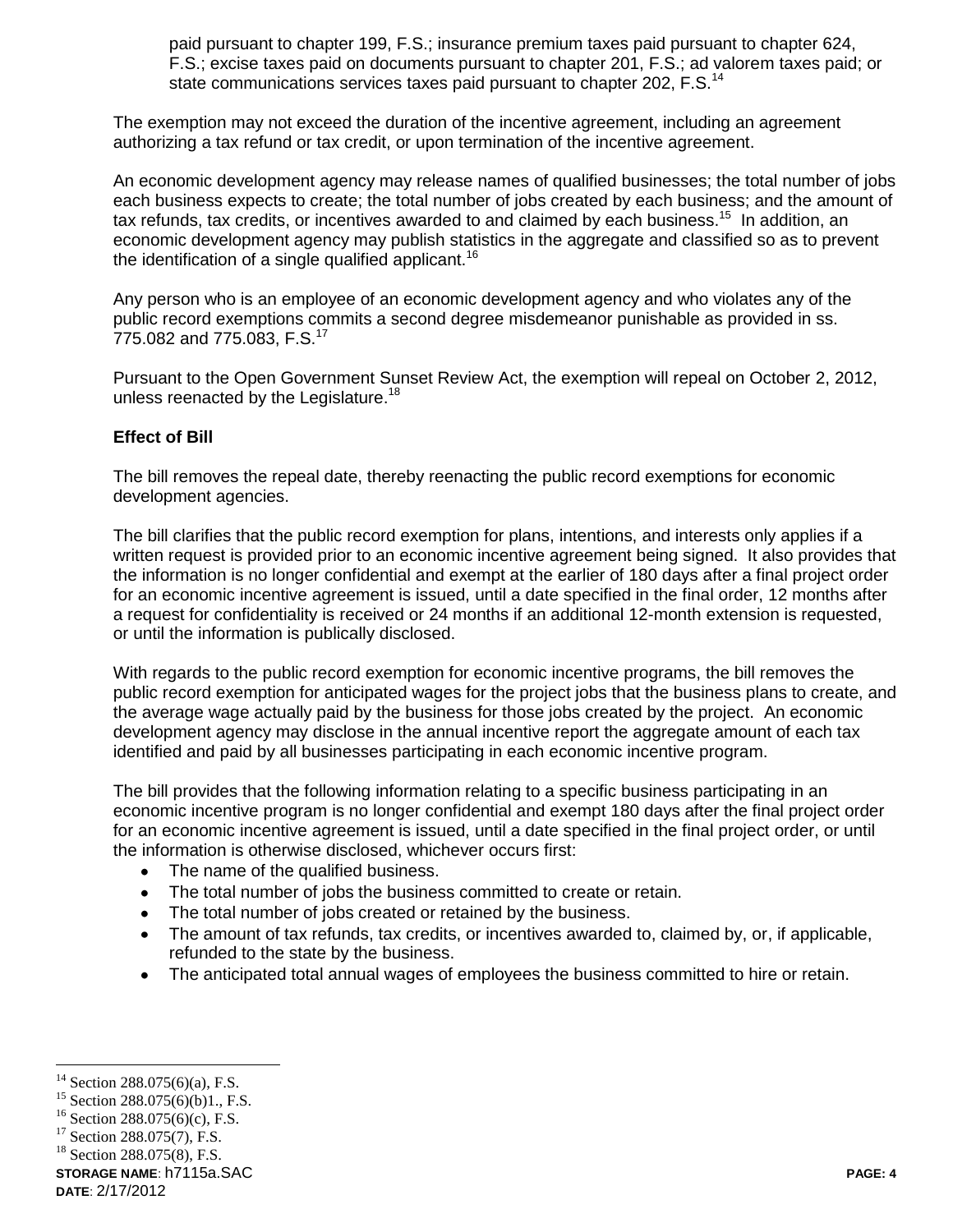paid pursuant to chapter 199, F.S.; insurance premium taxes paid pursuant to chapter 624, F.S.; excise taxes paid on documents pursuant to chapter 201, F.S.; ad valorem taxes paid; or state communications services taxes paid pursuant to chapter 202, F.S.[14]

The exemption may not exceed the duration of the incentive agreement, including an agreement authorizing a tax refund or tax credit, or upon termination of the incentive agreement.

An economic development agency may release names of qualified businesses; the total number of jobs each business expects to create; the total number of jobs created by each business; and the amount of tax refunds, tax credits, or incentives awarded to and claimed by each business.[15] In addition, an economic development agency may publish statistics in the aggregate and classified so as to prevent the identification of a single qualified applicant.[16]

Any person who is an employee of an economic development agency and who violates any of the public record exemptions commits a second degree misdemeanor punishable as provided in ss. 775.082 and 775.083, F.S.[17]

Pursuant to the Open Government Sunset Review Act, the exemption will repeal on October 2, 2012, unless reenacted by the Legislature.[18]

**Effect of Bill**

The bill removes the repeal date, thereby reenacting the public record exemptions for economic development agencies.

The bill clarifies that the public record exemption for plans, intentions, and interests only applies if a written request is provided prior to an economic incentive agreement being signed. It also provides that the information is no longer confidential and exempt at the earlier of 180 days after a final project order for an economic incentive agreement is issued, until a date specified in the final order, 12 months after a request for confidentiality is received or 24 months if an additional 12-month extension is requested, or until the information is publically disclosed.

With regards to the public record exemption for economic incentive programs, the bill removes the public record exemption for anticipated wages for the project jobs that the business plans to create, and the average wage actually paid by the business for those jobs created by the project. An economic development agency may disclose in the annual incentive report the aggregate amount of each tax identified and paid by all businesses participating in each economic incentive program.

The bill provides that the following information relating to a specific business participating in an economic incentive program is no longer confidential and exempt 180 days after the final project order for an economic incentive agreement is issued, until a date specified in the final project order, or until the information is otherwise disclosed, whichever occurs first:

- The name of the qualified business.
- The total number of jobs the business committed to create or retain.
- The total number of jobs created or retained by the business.
- The amount of tax refunds, tax credits, or incentives awarded to, claimed by, or, if applicable, refunded to the state by the business.
- The anticipated total annual wages of employees the business committed to hire or retain.

---

[14] Section 288.075(6)(a), F.S.

[15] Section 288.075(6)(b)1., F.S.

[16] Section 288.075(6)(c), F.S.

[17] Section 288.075(7), F.S.

[18] Section 288.075(8), F.S.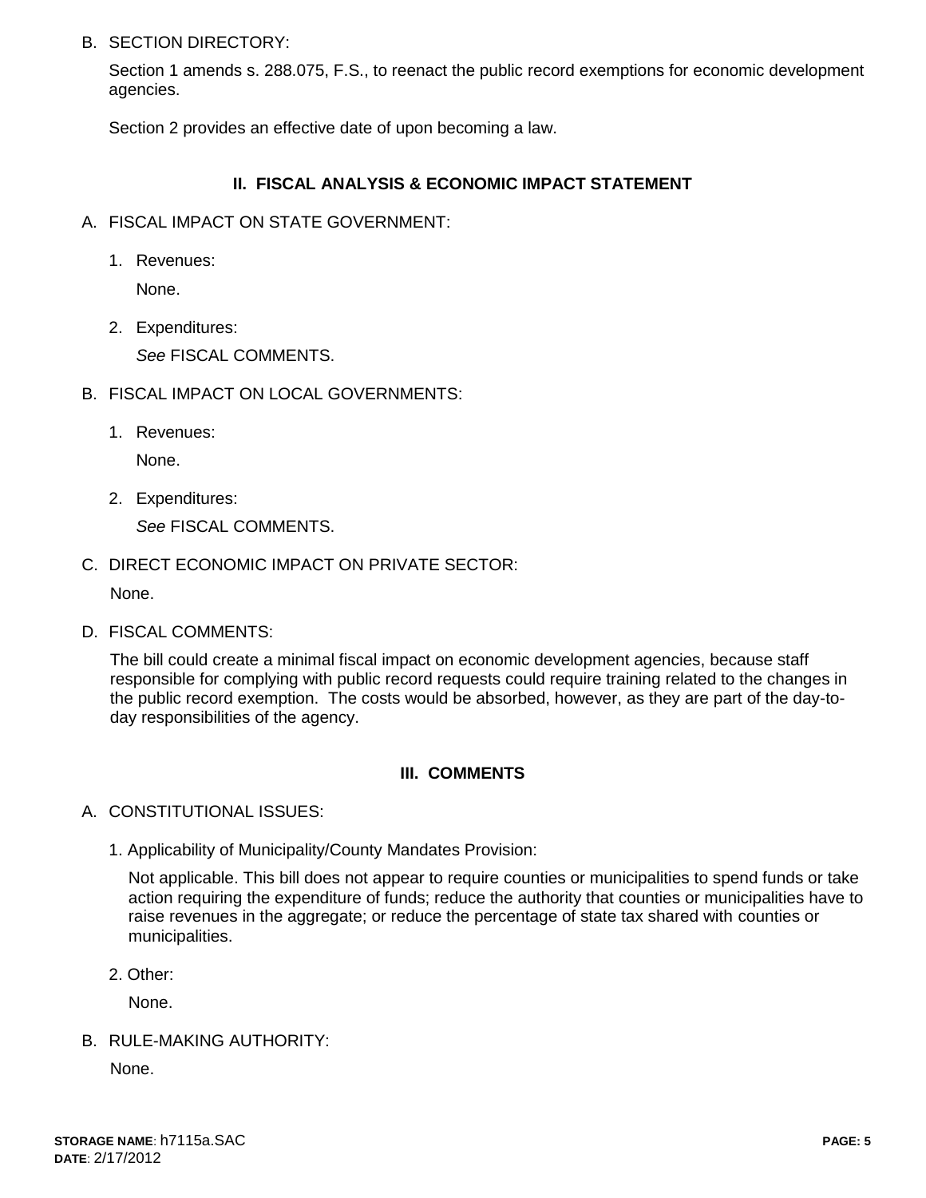B. SECTION DIRECTORY:

Section 1 amends s. 288.075, F.S., to reenact the public record exemptions for economic development agencies.

Section 2 provides an effective date of upon becoming a law.

## II. FISCAL ANALYSIS & ECONOMIC IMPACT STATEMENT

A. FISCAL IMPACT ON STATE GOVERNMENT:

1. Revenues:

   None.

2. Expenditures:

   *See* FISCAL COMMENTS.

B. FISCAL IMPACT ON LOCAL GOVERNMENTS:

1. Revenues:

   None.

2. Expenditures:

   *See* FISCAL COMMENTS.

C. DIRECT ECONOMIC IMPACT ON PRIVATE SECTOR:

None.

D. FISCAL COMMENTS:

The bill could create a minimal fiscal impact on economic development agencies, because staff responsible for complying with public record requests could require training related to the changes in the public record exemption. The costs would be absorbed, however, as they are part of the day-to-day responsibilities of the agency.

## III. COMMENTS

A. CONSTITUTIONAL ISSUES:

1. Applicability of Municipality/County Mandates Provision:

   Not applicable. This bill does not appear to require counties or municipalities to spend funds or take action requiring the expenditure of funds; reduce the authority that counties or municipalities have to raise revenues in the aggregate; or reduce the percentage of state tax shared with counties or municipalities.

2. Other:

   None.

B. RULE-MAKING AUTHORITY:

None.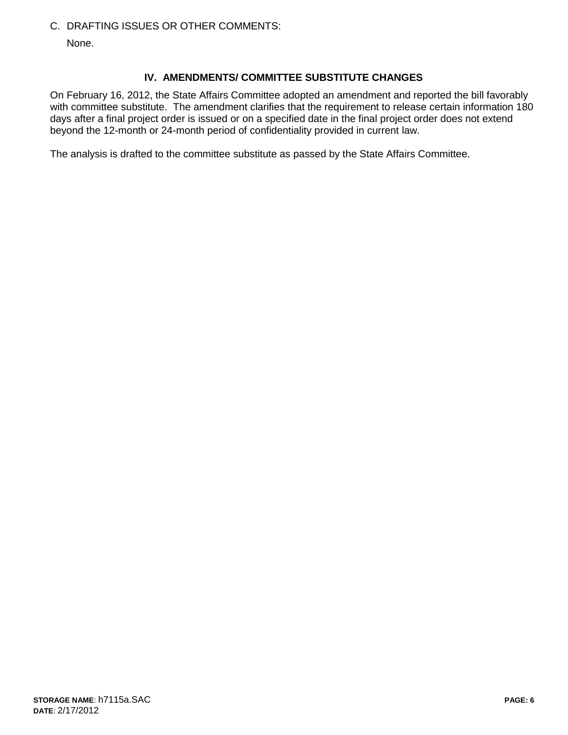C. DRAFTING ISSUES OR OTHER COMMENTS:

None.

## IV. AMENDMENTS/ COMMITTEE SUBSTITUTE CHANGES

On February 16, 2012, the State Affairs Committee adopted an amendment and reported the bill favorably with committee substitute. The amendment clarifies that the requirement to release certain information 180 days after a final project order is issued or on a specified date in the final project order does not extend beyond the 12-month or 24-month period of confidentiality provided in current law.

The analysis is drafted to the committee substitute as passed by the State Affairs Committee.